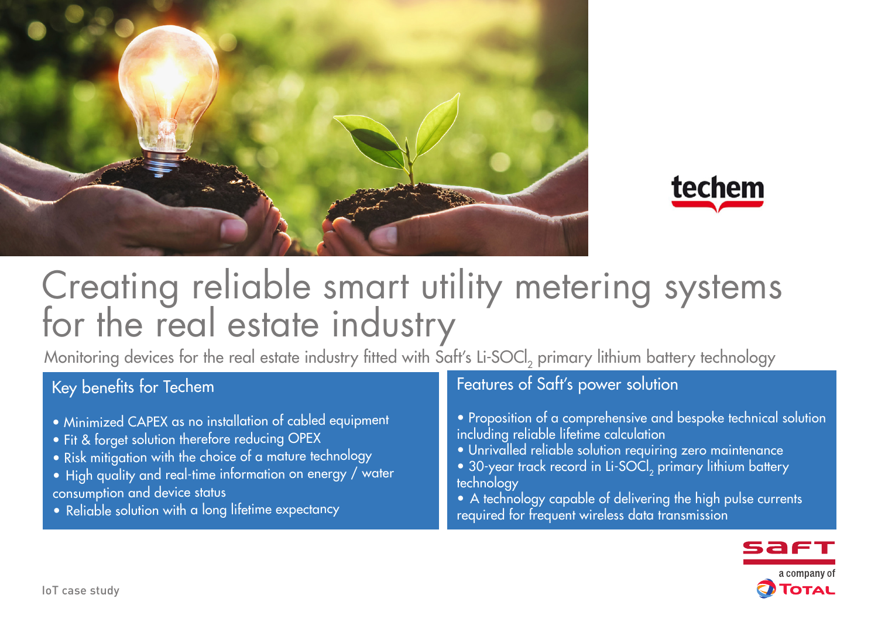techem

# Creating reliable smart utility metering systems for the real estate industry

Monitoring devices for the real estate industry fitted with Saft's $Li\text{-}SOCl_2$ primary lithium battery technology

## Key benefits for Techem

- Minimized CAPEX as no installation of cabled equipment
- Fit & forget solution therefore reducing OPEX
- Risk mitigation with the choice of a mature technology
- High quality and real-time information on energy / water consumption and device status
- Reliable solution with a long lifetime expectancy

## Features of Saft's power solution

- Proposition of a comprehensive and bespoke technical solution including reliable lifetime calculation
- Unrivalled reliable solution requiring zero maintenance
- 30-year track record in $Li\text{-}SOCl_2$ primary lithium battery technology
- A technology capable of delivering the high pulse currents required for frequent wireless data transmission

SAFT
a company of TOTAL

IoT case study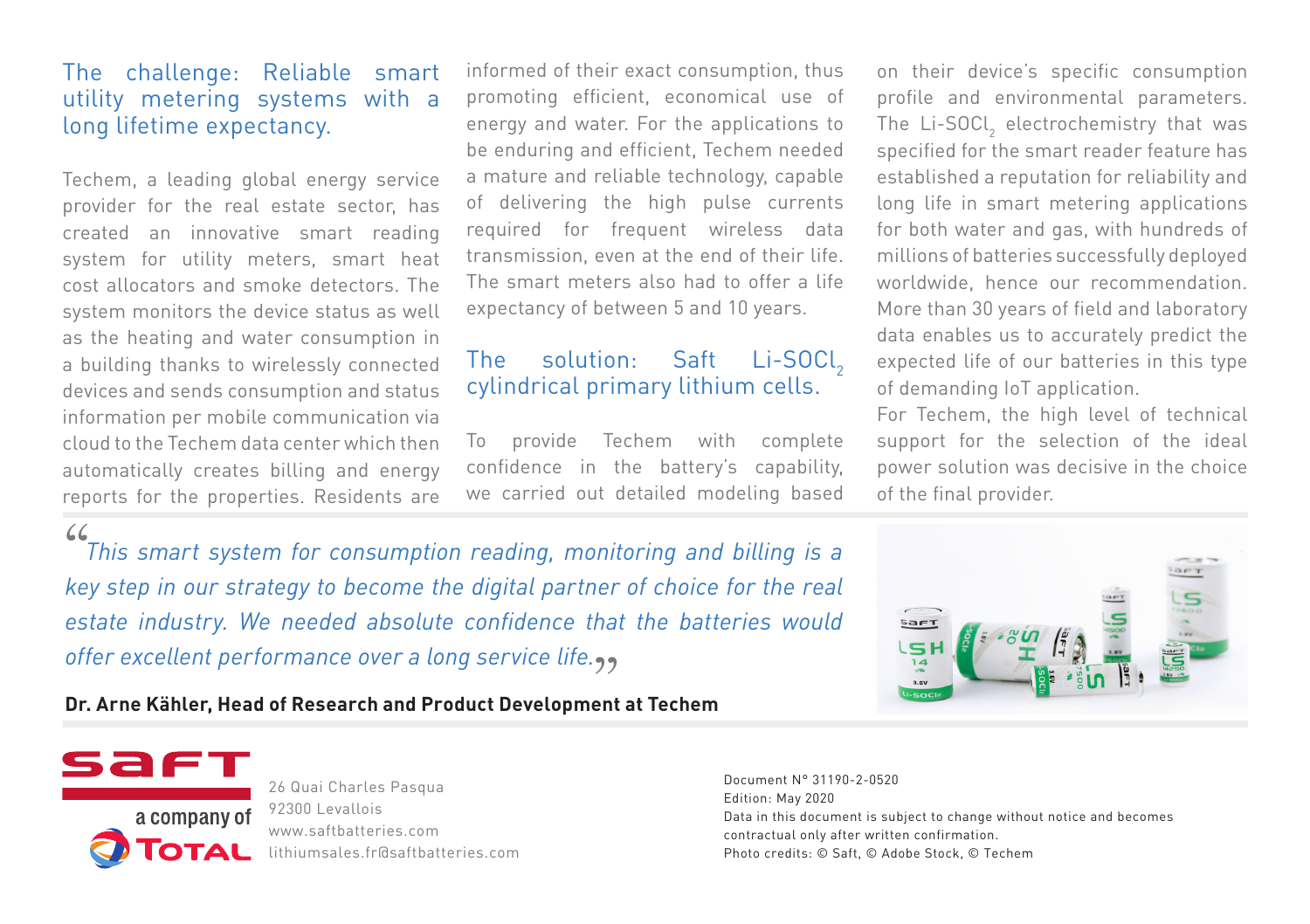## The challenge: Reliable smart utility metering systems with a long lifetime expectancy.

Techem, a leading global energy service provider for the real estate sector, has created an innovative smart reading system for utility meters, smart heat cost allocators and smoke detectors. The system monitors the device status as well as the heating and water consumption in a building thanks to wirelessly connected devices and sends consumption and status information per mobile communication via cloud to the Techem data center which then automatically creates billing and energy reports for the properties. Residents are informed of their exact consumption, thus promoting efficient, economical use of energy and water. For the applications to be enduring and efficient, Techem needed a mature and reliable technology, capable of delivering the high pulse currents required for frequent wireless data transmission, even at the end of their life. The smart meters also had to offer a life expectancy of between 5 and 10 years.

## The solution: Saft Li-$SOCl_2$ cylindrical primary lithium cells.

To provide Techem with complete confidence in the battery's capability, we carried out detailed modeling based on their device's specific consumption profile and environmental parameters. The Li-$SOCl_2$ electrochemistry that was specified for the smart reader feature has established a reputation for reliability and long life in smart metering applications for both water and gas, with hundreds of millions of batteries successfully deployed worldwide, hence our recommendation. More than 30 years of field and laboratory data enables us to accurately predict the expected life of our batteries in this type of demanding IoT application.

For Techem, the high level of technical support for the selection of the ideal power solution was decisive in the choice of the final provider.

> *"This smart system for consumption reading, monitoring and billing is a key step in our strategy to become the digital partner of choice for the real estate industry. We needed absolute confidence that the batteries would offer excellent performance over a long service life."*

**Dr. Arne Kähler, Head of Research and Product Development at Techem**

Saft — a company of Total

26 Quai Charles Pasqua
92300 Levallois
www.saftbatteries.com
lithiumsales.fr@saftbatteries.com

Document N° 31190-2-0520
Edition: May 2020
Data in this document is subject to change without notice and becomes contractual only after written confirmation.
Photo credits: © Saft, © Adobe Stock, © Techem